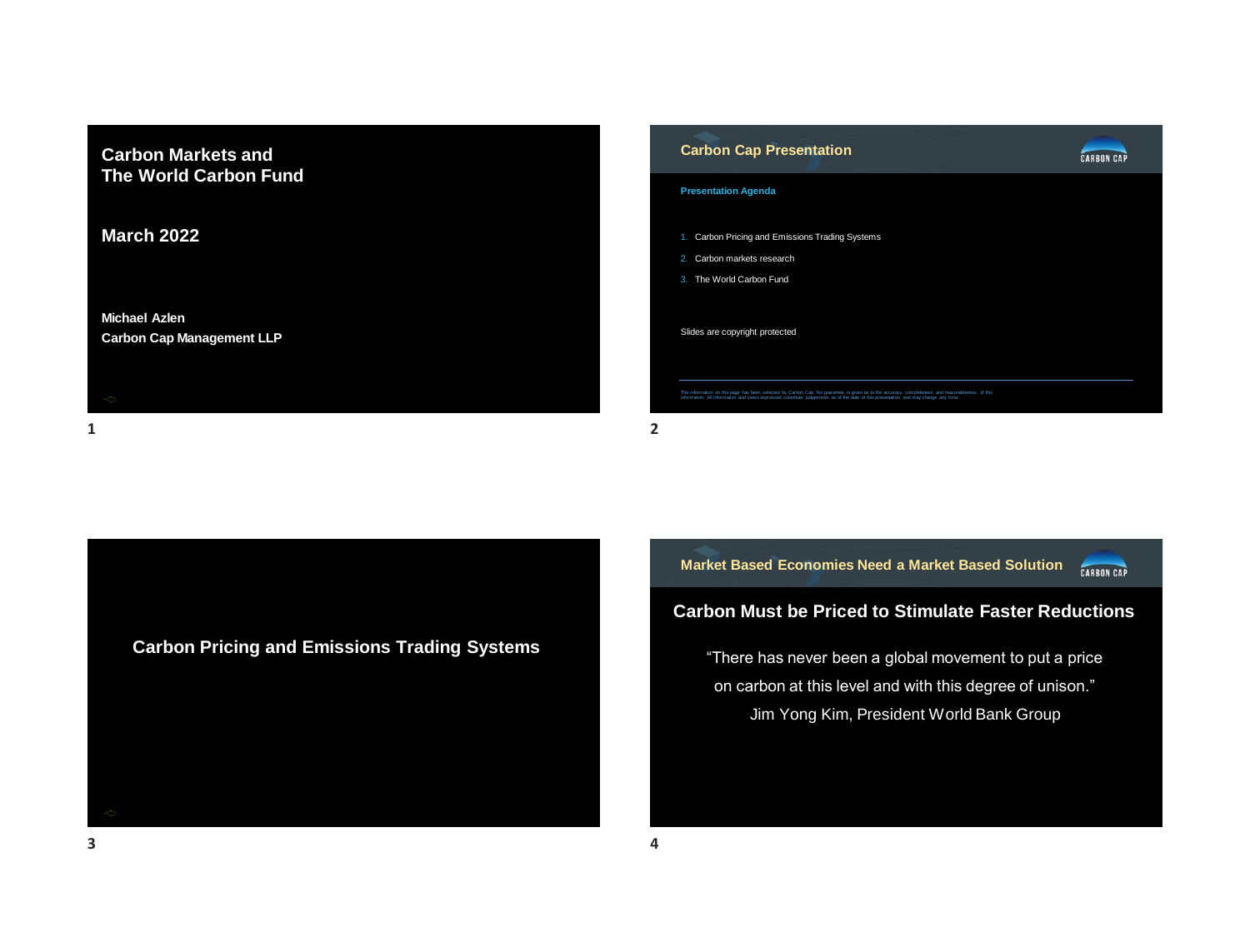# Carbon Markets and The World Carbon Fund

## March 2022

**Michael Azlen**
**Carbon Cap Management LLP**

---

## Carbon Cap Presentation

**Presentation Agenda**

1. Carbon Pricing and Emissions Trading Systems
2. Carbon markets research
3. The World Carbon Fund

Slides are copyright protected

The information on this page has been selected by Carbon Cap. No guarantee is given as to the accuracy, completeness and reasonableness of this information. All information and views expressed constitute judgements as of the date of this presentation and may change any time.

---

# Carbon Pricing and Emissions Trading Systems

---

## Market Based Economies Need a Market Based Solution

### Carbon Must be Priced to Stimulate Faster Reductions

"There has never been a global movement to put a price on carbon at this level and with this degree of unison."
Jim Yong Kim, President World Bank Group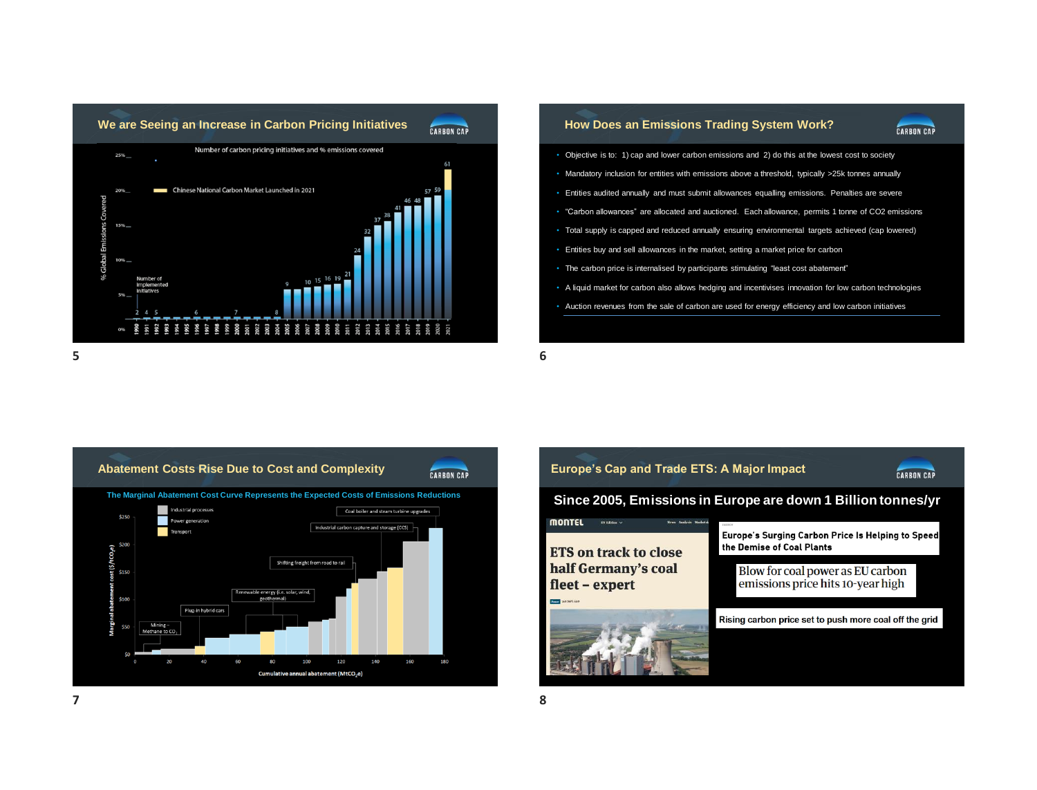## We are Seeing an Increase in Carbon Pricing Initiatives

Number of carbon pricing initiatives and % emissions covered

% Global Emissions Covered

Chinese National Carbon Market Launched in 2021

Number of Implemented Initiatives

| Year | 1990 | 1991 | 1992 | 1993 | 1994 | 1995 | 1996 | 1997 | 1998 | 1999 | 2000 | 2001 | 2002 | 2003 | 2004 | 2005 | 2006 | 2007 | 2008 | 2009 | 2010 | 2011 | 2012 | 2013 | 2014 | 2015 | 2016 | 2017 | 2018 | 2019 | 2020 | 2021 |
|---|---|---|---|---|---|---|---|---|---|---|---|---|---|---|---|---|---|---|---|---|---|---|---|---|---|---|---|---|---|---|---|---|
| Initiatives | 2 | 4 | 5 | | | | 6 | | | | 7 | | | | 8 | 9 | | 10 | 15 | 16 | 19 | 21 | 24 | 32 | 37 | 38 | 41 | 46 | 48 | 57 | 59 | 61 |

## How Does an Emissions Trading System Work?

- Objective is to: 1) cap and lower carbon emissions and 2) do this at the lowest cost to society
- Mandatory inclusion for entities with emissions above a threshold, typically >25k tonnes annually
- Entities audited annually and must submit allowances equalling emissions. Penalties are severe
- "Carbon allowances" are allocated and auctioned. Each allowance, permits 1 tonne of CO2 emissions
- Total supply is capped and reduced annually ensuring environmental targets achieved (cap lowered)
- Entities buy and sell allowances in the market, setting a market price for carbon
- The carbon price is internalised by participants stimulating "least cost abatement"
- A liquid market for carbon also allows hedging and incentivises innovation for low carbon technologies
- Auction revenues from the sale of carbon are used for energy efficiency and low carbon initiatives

## Abatement Costs Rise Due to Cost and Complexity

The Marginal Abatement Cost Curve Represents the Expected Costs of Emissions Reductions

Legend: Industrial processes; Power generation; Transport

Labels: Mining – Methane to $CO_2$; Plug-in hybrid cars; Renewable energy (i.e. solar, wind, geothermal); Shifting freight from road to rail; Industrial carbon capture and storage (CCS); Coal boiler and steam turbine upgrades

Marginal abatement cost ($/tCO$_2$e) — $0, $50, $100, $150, $200, $250

Cumulative annual abatement (MtCO$_2$e) — 0, 20, 40, 60, 80, 100, 120, 140, 160, 180

## Europe's Cap and Trade ETS: A Major Impact

### Since 2005, Emissions in Europe are down 1 Billion tonnes/yr

MONTEL — ETS on track to close half Germany's coal fleet – expert

Europe's Surging Carbon Price Is Helping to Speed the Demise of Coal Plants

Blow for coal power as EU carbon emissions price hits 10-year high

Rising carbon price set to push more coal off the grid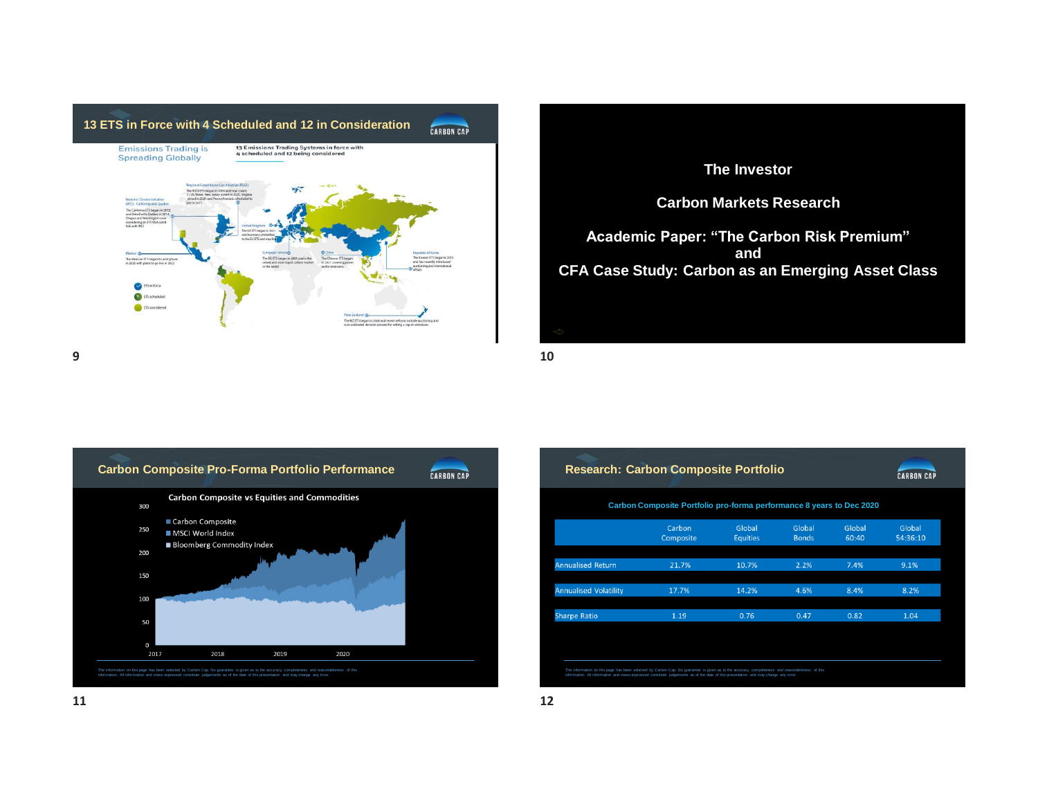## 13 ETS in Force with 4 Scheduled and 12 in Consideration

Emissions Trading is Spreading Globally

13 Emissions Trading Systems in force with 4 scheduled and 12 being considered

- ETS in force
- ETS scheduled
- ETS considered

## The Investor

## Carbon Markets Research

## Academic Paper: "The Carbon Risk Premium" and CFA Case Study: Carbon as an Emerging Asset Class

## Carbon Composite Pro-Forma Portfolio Performance

Carbon Composite vs Equities and Commodities

- Carbon Composite
- MSCI World Index
- Bloomberg Commodity Index

The information on this page has been selected by Carbon Cap. No guarantee is given as to the accuracy, completeness and reasonableness of this information. All information and views expressed constitute judgements as of the date of this presentation and may change any time.

## Research: Carbon Composite Portfolio

Carbon Composite Portfolio pro-forma performance 8 years to Dec 2020

| | Carbon Composite | Global Equities | Global Bonds | Global 60:40 | Global 54:36:10 |
|---|---|---|---|---|---|
| Annualised Return | 21.7% | 10.7% | 2.2% | 7.4% | 9.1% |
| Annualised Volatility | 17.7% | 14.2% | 4.6% | 8.4% | 8.2% |
| Sharpe Ratio | 1.19 | 0.76 | 0.47 | 0.82 | 1.04 |

The information on this page has been selected by Carbon Cap. No guarantee is given as to the accuracy, completeness and reasonableness of this information. All information and views expressed constitute judgements as of the date of this presentation and may change any time.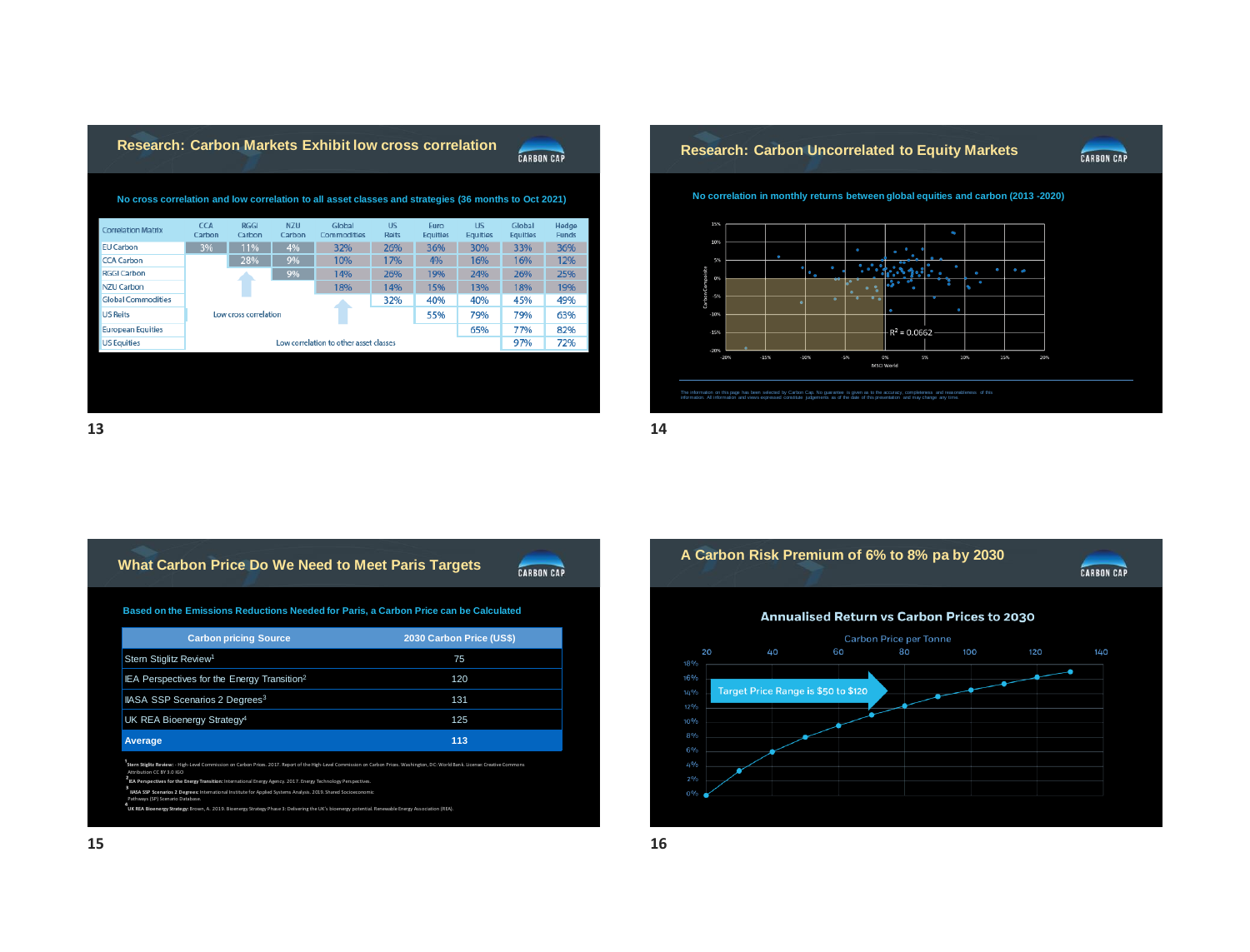## Research: Carbon Markets Exhibit low cross correlation

No cross correlation and low correlation to all asset classes and strategies (36 months to Oct 2021)

| Correlation Matrix | CCA Carbon | RGGI Carbon | NZU Carbon | Global Commodities | US Reits | Euro Equities | US Equities | Global Equities | Hedge Funds |
|---|---|---|---|---|---|---|---|---|---|
| EU Carbon | 3% | 11% | 4% | 32% | 26% | 36% | 30% | 33% | 36% |
| CCA Carbon | | 28% | 9% | 10% | 17% | 4% | 16% | 16% | 12% |
| RGGI Carbon | | | 9% | 14% | 26% | 19% | 24% | 26% | 25% |
| NZU Carbon | | | | 18% | 14% | 15% | 13% | 18% | 19% |
| Global Commodities | | | | | 32% | 40% | 40% | 45% | 49% |
| US Reits | | | | | | 55% | 79% | 79% | 63% |
| European Equities | | | | | | | 65% | 77% | 82% |
| US Equities | | | | | | | | 97% | 72% |

Low cross correlation

Low correlation to other asset classes

## Research: Carbon Uncorrelated to Equity Markets

No correlation in monthly returns between global equities and carbon (2013 -2020)

$R^2 = 0.0662$

The information on this page has been selected by Carbon Cap. No guarantee is given as to the accuracy, completeness and reasonableness of this information. All information and views expressed constitute judgements as of the date of this presentation and may change any time.

## What Carbon Price Do We Need to Meet Paris Targets

Based on the Emissions Reductions Needed for Paris, a Carbon Price can be Calculated

| Carbon pricing Source | 2030 Carbon Price (US$) |
|---|---|
| Stern Stiglitz Review[1] | 75 |
| IEA Perspectives for the Energy Transition[2] | 120 |
| IIASA SSP Scenarios 2 Degrees[3] | 131 |
| UK REA Bioenergy Strategy[4] | 125 |
| **Average** | **113** |

[1] **Stern Stiglitz Review:** - High-Level Commission on Carbon Prices. 2017. Report of the High-Level Commission on Carbon Prices. Washington, DC: World Bank. License: Creative Commons Attribution CC BY 3.0 IGO

[2] **IEA Perspectives for the Energy Transition:** International Energy Agency. 2017. Energy Technology Perspectives.

[3] **IIASA SSP Scenarios 2 Degrees:** International Institute for Applied Systems Analysis. 2019. Shared Socioeconomic Pathways (SSP) Scenario Database.

[4] **UK REA Bioenergy Strategy:** Brown, A. 2019. Bioenergy Strategy Phase 3: Delivering the UK's bioenergy potential. Renewable Energy Association (REA).

## A Carbon Risk Premium of 6% to 8% pa by 2030

**Annualised Return vs Carbon Prices to 2030**

Carbon Price per Tonne

Target Price Range is $50 to $120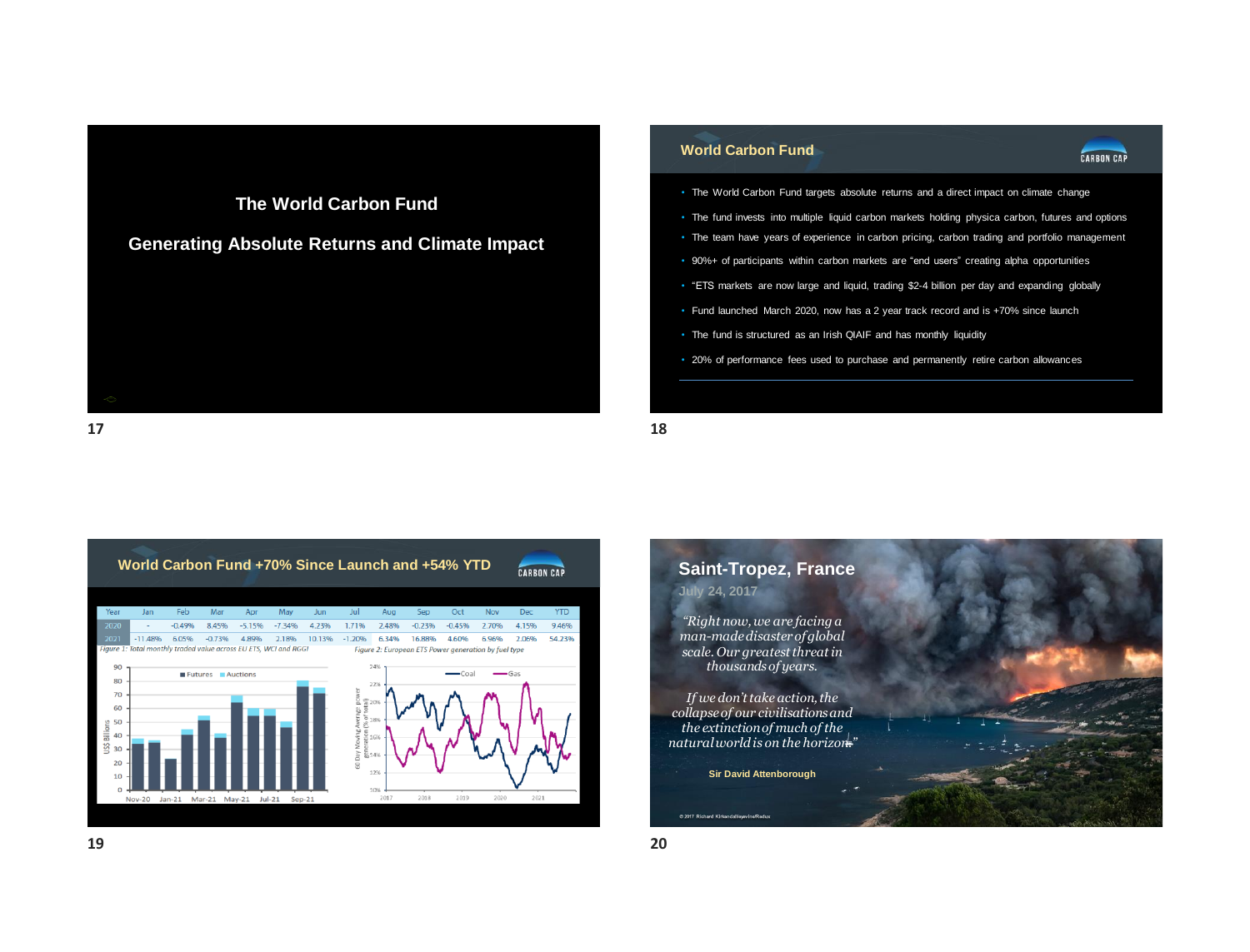# The World Carbon Fund

## Generating Absolute Returns and Climate Impact

---

## World Carbon Fund

CARBON CAP

- The World Carbon Fund targets absolute returns and a direct impact on climate change
- The fund invests into multiple liquid carbon markets holding physica carbon, futures and options
- The team have years of experience in carbon pricing, carbon trading and portfolio management
- 90%+ of participants within carbon markets are "end users" creating alpha opportunities
- "ETS markets are now large and liquid, trading $2-4 billion per day and expanding globally
- Fund launched March 2020, now has a 2 year track record and is +70% since launch
- The fund is structured as an Irish QIAIF and has monthly liquidity
- 20% of performance fees used to purchase and permanently retire carbon allowances

---

## World Carbon Fund +70% Since Launch and +54% YTD

CARBON CAP

| Year | Jan | Feb | Mar | Apr | May | Jun | Jul | Aug | Sep | Oct | Nov | Dec | YTD |
|---|---|---|---|---|---|---|---|---|---|---|---|---|---|
| 2020 | - | -0.49% | 8.45% | -5.15% | -7.34% | 4.23% | 1.71% | 2.48% | -0.23% | -0.45% | 2.70% | 4.15% | 9.46% |
| 2021 | -11.48% | 6.05% | -0.73% | 4.89% | 2.18% | 10.13% | -1.20% | 6.34% | 16.88% | 4.60% | 6.96% | 2.06% | 54.23% |

*Figure 1: Total monthly traded value across EU ETS, WCI and RGGI*

*Figure 2: European ETS Power generation by fuel type*

---

## Saint-Tropez, France

July 24, 2017

*"Right now, we are facing a man-made disaster of global scale. Our greatest threat in thousands of years.*

*If we don't take action, the collapse of our civilisations and the extinction of much of the natural world is on the horizon."*

**Sir David Attenborough**

© 2017 Richard Kirkanda/Bayevine/Radux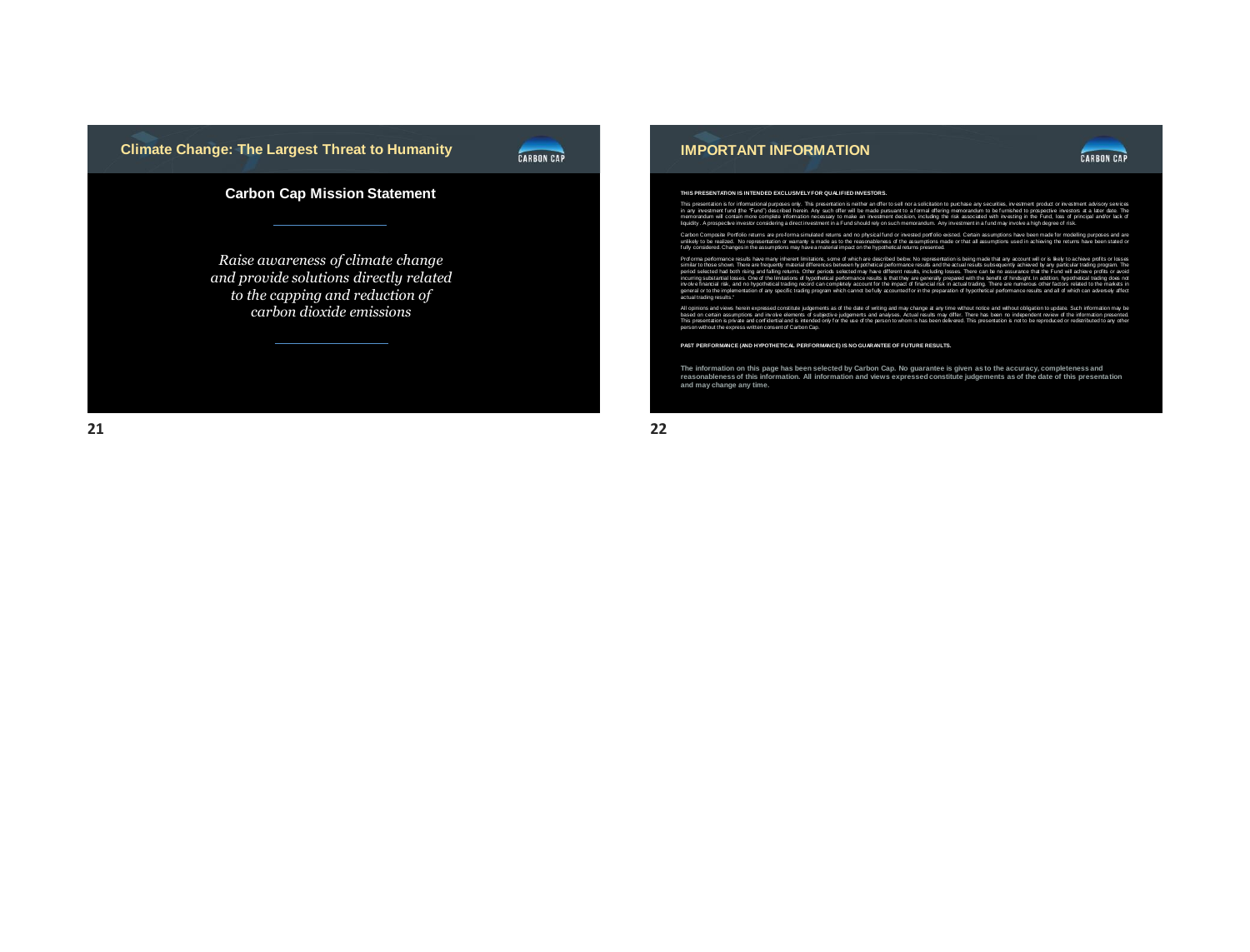## Climate Change: The Largest Threat to Humanity

CARBON CAP

### Carbon Cap Mission Statement

*Raise awareness of climate change and provide solutions directly related to the capping and reduction of carbon dioxide emissions*

## IMPORTANT INFORMATION

CARBON CAP

**THIS PRESENTATION IS INTENDED EXCLUSIVELY FOR QUALIFIED INVESTORS.**

This presentation is for informational purposes only. This presentation is neither an offer to sell nor a solicitation to purchase any securities, investment product or investment advisory services in any investment fund (the "Fund") described herein. Any such offer will be made pursuant to a formal offering memorandum to be furnished to prospective investors at a later date. The memorandum will contain more complete information necessary to make an investment decision, including the risk associated with investing in the Fund, loss of principal and/or lack of liquidity. A prospective investor considering a direct investment in a Fund should rely on such memorandum. Any investment in a fund may involve a high degree of risk.

Carbon Composite Portfolio returns are pro-forma simulated returns and no physical fund or invested portfolio existed. Certain assumptions have been made for modelling purposes and are unlikely to be realized. No representation or warranty is made as to the reasonableness of the assumptions made or that all assumptions used in achieving the returns have been stated or fully considered. Changes in the assumptions may have a material impact on the hypothetical returns presented.

Proforma performance results have many inherent limitations, some of which are described below. No representation is being made that any account will or is likely to achieve profits or losses similar to those shown. There are frequently material differences between hypothetical performance results and the actual results subsequently achieved by any particular trading program. The period selected had both rising and falling returns. Other periods selected may have different results, including losses. There can be no assurance that the Fund will achieve profits or avoid incurring substantial losses. One of the limitations of hypothetical performance results is that they are generally prepared with the benefit of hindsight. In addition, hypothetical trading does not involve financial risk, and no hypothetical trading record can completely account for the impact of financial risk in actual trading. There are numerous other factors related to the markets in general or to the implementation of any specific trading program which cannot be fully accounted for in the preparation of hypothetical performance results and all of which can adversely affect actual trading results."

All opinions and views herein expressed constitute judgements as of the date of writing and may change at any time without notice and without obligation to update. Such information may be based on certain assumptions and involve elements of subjective judgements and analyses. Actual results may differ. There has been no independent review of the information presented. This presentation is private and confidential and is intended only for the use of the person to whom is has been delivered. This presentation is not to be reproduced or redistributed to any other person without the express written consent of Carbon Cap.

**PAST PERFORMANCE (AND HYPOTHETICAL PERFORMANCE) IS NO GUARANTEE OF FUTURE RESULTS.**

**The information on this page has been selected by Carbon Cap. No guarantee is given as to the accuracy, completeness and reasonableness of this information. All information and views expressed constitute judgements as of the date of this presentation and may change any time.**